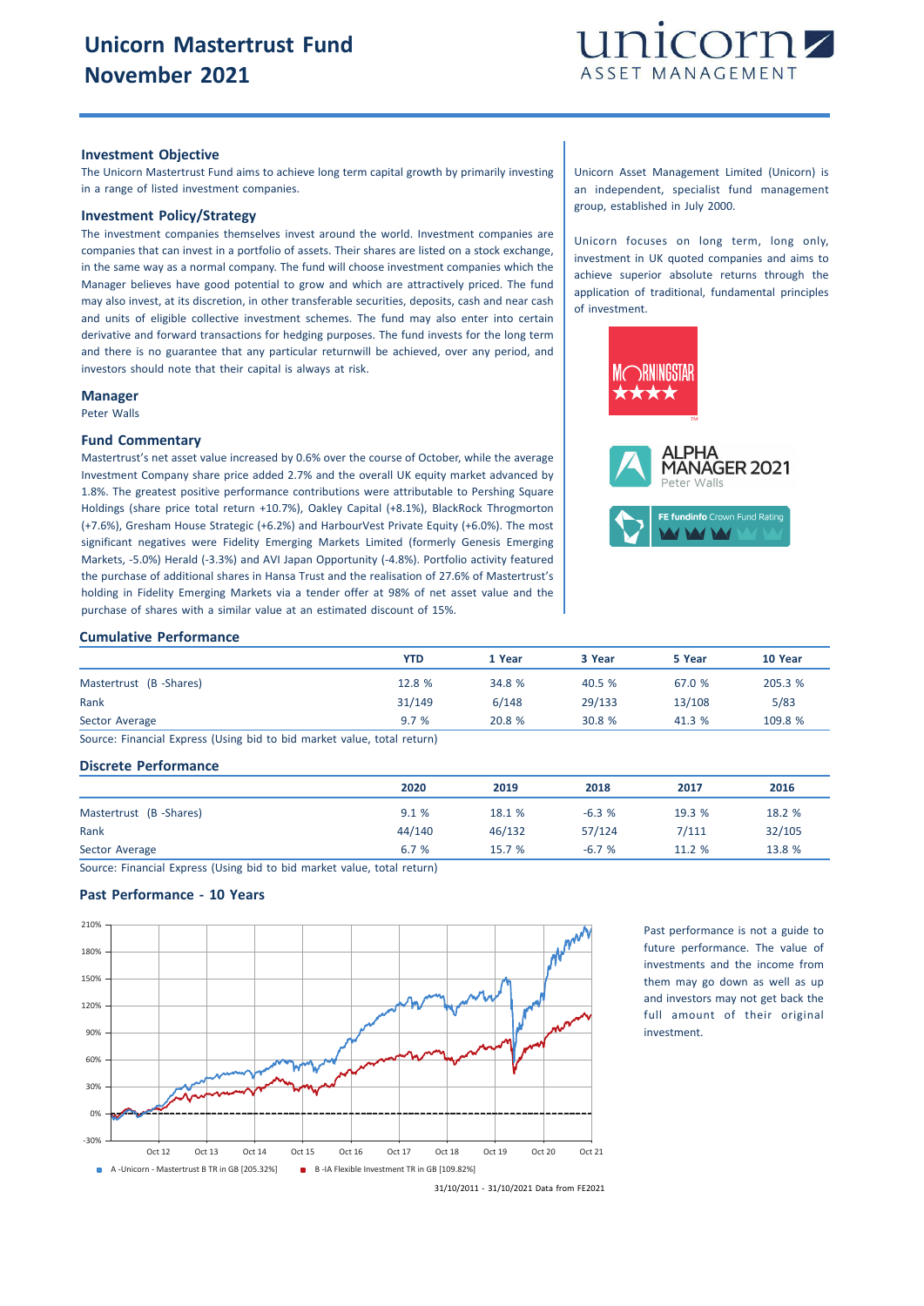# Unicorn Mastertrust Fund
# November 2021

## Investment Objective

The Unicorn Mastertrust Fund aims to achieve long term capital growth by primarily investing in a range of listed investment companies.

## Investment Policy/Strategy

The investment companies themselves invest around the world. Investment companies are companies that can invest in a portfolio of assets. Their shares are listed on a stock exchange, in the same way as a normal company. The fund will choose investment companies which the Manager believes have good potential to grow and which are attractively priced. The fund may also invest, at its discretion, in other transferable securities, deposits, cash and near cash and units of eligible collective investment schemes. The fund may also enter into certain derivative and forward transactions for hedging purposes. The fund invests for the long term and there is no guarantee that any particular returnwill be achieved, over any period, and investors should note that their capital is always at risk.

## Manager

Peter Walls

## Fund Commentary

Mastertrust's net asset value increased by 0.6% over the course of October, while the average Investment Company share price added 2.7% and the overall UK equity market advanced by 1.8%. The greatest positive performance contributions were attributable to Pershing Square Holdings (share price total return +10.7%), Oakley Capital (+8.1%), BlackRock Throgmorton (+7.6%), Gresham House Strategic (+6.2%) and HarbourVest Private Equity (+6.0%). The most significant negatives were Fidelity Emerging Markets Limited (formerly Genesis Emerging Markets, -5.0%) Herald (-3.3%) and AVI Japan Opportunity (-4.8%). Portfolio activity featured the purchase of additional shares in Hansa Trust and the realisation of 27.6% of Mastertrust's holding in Fidelity Emerging Markets via a tender offer at 98% of net asset value and the purchase of shares with a similar value at an estimated discount of 15%.

Unicorn Asset Management Limited (Unicorn) is an independent, specialist fund management group, established in July 2000.

Unicorn focuses on long term, long only, investment in UK quoted companies and aims to achieve superior absolute returns through the application of traditional, fundamental principles of investment.

MORNINGSTAR ★★★★

ALPHA MANAGER 2021 Peter Walls

FE fundinfo Crown Fund Rating

## Cumulative Performance

| | YTD | 1 Year | 3 Year | 5 Year | 10 Year |
|---|---|---|---|---|---|
| Mastertrust (B -Shares) | 12.8 % | 34.8 % | 40.5 % | 67.0 % | 205.3 % |
| Rank | 31/149 | 6/148 | 29/133 | 13/108 | 5/83 |
| Sector Average | 9.7 % | 20.8 % | 30.8 % | 41.3 % | 109.8 % |

Source: Financial Express (Using bid to bid market value, total return)

## Discrete Performance

| | 2020 | 2019 | 2018 | 2017 | 2016 |
|---|---|---|---|---|---|
| Mastertrust (B -Shares) | 9.1 % | 18.1 % | -6.3 % | 19.3 % | 18.2 % |
| Rank | 44/140 | 46/132 | 57/124 | 7/111 | 32/105 |
| Sector Average | 6.7 % | 15.7 % | -6.7 % | 11.2 % | 13.8 % |

Source: Financial Express (Using bid to bid market value, total return)

## Past Performance - 10 Years

A -Unicorn - Mastertrust B TR in GB [205.32%]  B -IA Flexible Investment TR in GB [109.82%]

31/10/2011 - 31/10/2021 Data from FE2021

Past performance is not a guide to future performance. The value of investments and the income from them may go down as well as up and investors may not get back the full amount of their original investment.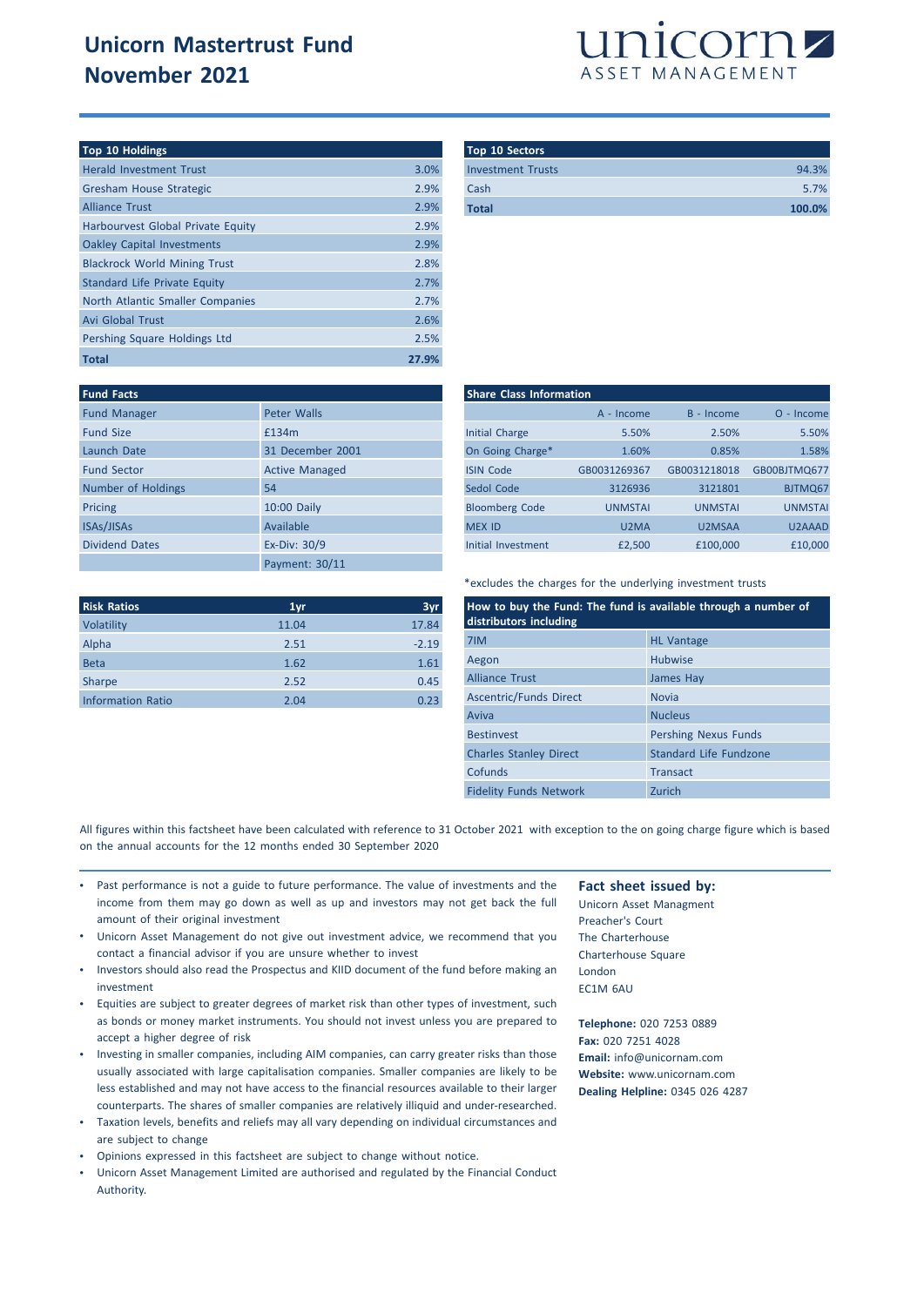# Unicorn Mastertrust Fund
# November 2021

unicorn ASSET MANAGEMENT

| Top 10 Holdings | |
|---|---|
| Herald Investment Trust | 3.0% |
| Gresham House Strategic | 2.9% |
| Alliance Trust | 2.9% |
| Harbourvest Global Private Equity | 2.9% |
| Oakley Capital Investments | 2.9% |
| Blackrock World Mining Trust | 2.8% |
| Standard Life Private Equity | 2.7% |
| North Atlantic Smaller Companies | 2.7% |
| Avi Global Trust | 2.6% |
| Pershing Square Holdings Ltd | 2.5% |
| **Total** | **27.9%** |

| Top 10 Sectors | |
|---|---|
| Investment Trusts | 94.3% |
| Cash | 5.7% |
| **Total** | **100.0%** |

| Fund Facts | |
|---|---|
| Fund Manager | Peter Walls |
| Fund Size | £134m |
| Launch Date | 31 December 2001 |
| Fund Sector | Active Managed |
| Number of Holdings | 54 |
| Pricing | 10:00 Daily |
| ISAs/JISAs | Available |
| Dividend Dates | Ex-Div: 30/9 |
| | Payment: 30/11 |

| Share Class Information | A - Income | B - Income | O - Income |
|---|---|---|---|
| Initial Charge | 5.50% | 2.50% | 5.50% |
| On Going Charge* | 1.60% | 0.85% | 1.58% |
| ISIN Code | GB0031269367 | GB0031218018 | GB00BJTMQ677 |
| Sedol Code | 3126936 | 3121801 | BJTMQ67 |
| Bloomberg Code | UNMSTAI | UNMSTAI | UNMSTAI |
| MEX ID | U2MA | U2MSAA | U2AAAD |
| Initial Investment | £2,500 | £100,000 | £10,000 |

*excludes the charges for the underlying investment trusts

| Risk Ratios | 1yr | 3yr |
|---|---|---|
| Volatility | 11.04 | 17.84 |
| Alpha | 2.51 | -2.19 |
| Beta | 1.62 | 1.61 |
| Sharpe | 2.52 | 0.45 |
| Information Ratio | 2.04 | 0.23 |

| How to buy the Fund: The fund is available through a number of distributors including | |
|---|---|
| 7IM | HL Vantage |
| Aegon | Hubwise |
| Alliance Trust | James Hay |
| Ascentric/Funds Direct | Novia |
| Aviva | Nucleus |
| Bestinvest | Pershing Nexus Funds |
| Charles Stanley Direct | Standard Life Fundzone |
| Cofunds | Transact |
| Fidelity Funds Network | Zurich |

All figures within this factsheet have been calculated with reference to 31 October 2021 with exception to the on going charge figure which is based on the annual accounts for the 12 months ended 30 September 2020

- Past performance is not a guide to future performance. The value of investments and the income from them may go down as well as up and investors may not get back the full amount of their original investment
- Unicorn Asset Management do not give out investment advice, we recommend that you contact a financial advisor if you are unsure whether to invest
- Investors should also read the Prospectus and KIID document of the fund before making an investment
- Equities are subject to greater degrees of market risk than other types of investment, such as bonds or money market instruments. You should not invest unless you are prepared to accept a higher degree of risk
- Investing in smaller companies, including AIM companies, can carry greater risks than those usually associated with large capitalisation companies. Smaller companies are likely to be less established and may not have access to the financial resources available to their larger counterparts. The shares of smaller companies are relatively illiquid and under-researched.
- Taxation levels, benefits and reliefs may all vary depending on individual circumstances and are subject to change
- Opinions expressed in this factsheet are subject to change without notice.
- Unicorn Asset Management Limited are authorised and regulated by the Financial Conduct Authority.

**Fact sheet issued by:**

Unicorn Asset Managment
Preacher's Court
The Charterhouse
Charterhouse Square
London
EC1M 6AU

**Telephone:** 020 7253 0889
**Fax:** 020 7251 4028
**Email:** info@unicornam.com
**Website:** www.unicornam.com
**Dealing Helpline:** 0345 026 4287